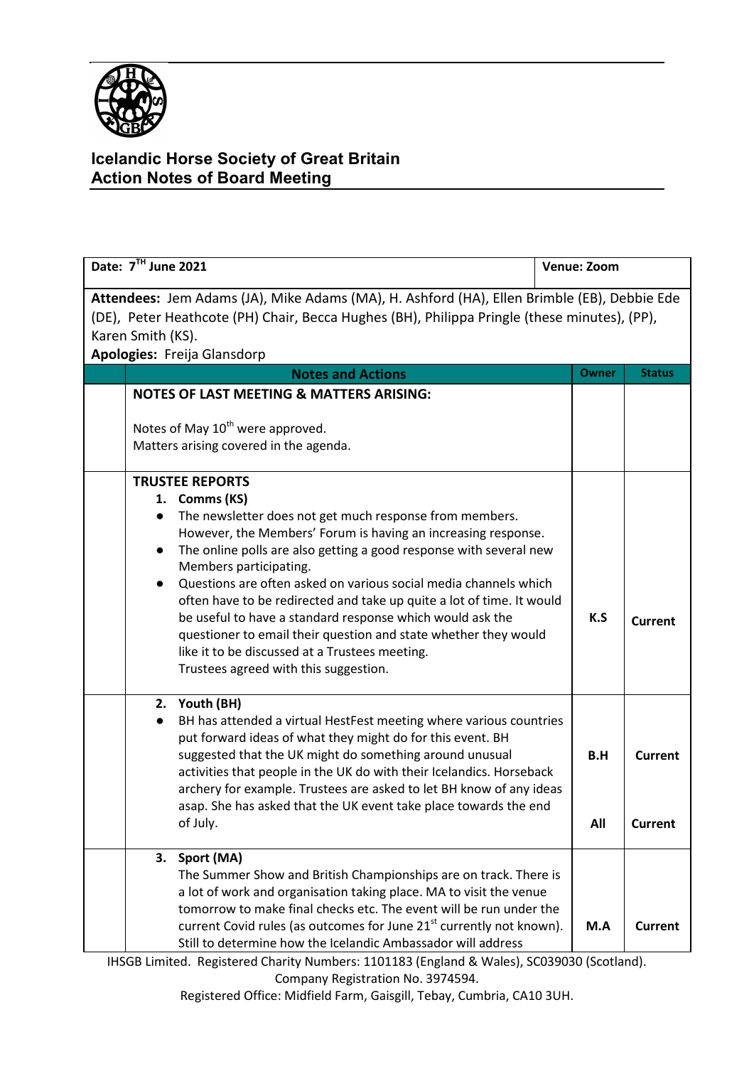# Icelandic Horse Society of Great Britain
## Action Notes of Board Meeting

| Date: 7[TH] June 2021 | | Venue: Zoom | |
|---|---|---|---|
| **Attendees:** Jem Adams (JA), Mike Adams (MA), H. Ashford (HA), Ellen Brimble (EB), Debbie Ede (DE), Peter Heathcote (PH) Chair, Becca Hughes (BH), Philippa Pringle (these minutes), (PP), Karen Smith (KS). **Apologies:** Freija Glansdorp | | | |
| | **Notes and Actions** | **Owner** | **Status** |
| | **NOTES OF LAST MEETING & MATTERS ARISING:** Notes of May 10[th] were approved. Matters arising covered in the agenda. | | |
| | **TRUSTEE REPORTS** 1. **Comms (KS)** • The newsletter does not get much response from members. However, the Members' Forum is having an increasing response. • The online polls are also getting a good response with several new Members participating. • Questions are often asked on various social media channels which often have to be redirected and take up quite a lot of time. It would be useful to have a standard response which would ask the questioner to email their question and state whether they would like it to be discussed at a Trustees meeting. Trustees agreed with this suggestion. | **K.S** | **Current** |
| | 2. **Youth (BH)** • BH has attended a virtual HestFest meeting where various countries put forward ideas of what they might do for this event. BH suggested that the UK might do something around unusual activities that people in the UK do with their Icelandics. Horseback archery for example. | **B.H** | **Current** |
| | Trustees are asked to let BH know of any ideas asap. She has asked that the UK event take place towards the end of July. | **All** | **Current** |
| | 3. **Sport (MA)** The Summer Show and British Championships are on track. There is a lot of work and organisation taking place. MA to visit the venue tomorrow to make final checks etc. The event will be run under the current Covid rules (as outcomes for June 21[st] currently not known). Still to determine how the Icelandic Ambassador will address | **M.A** | **Current** |

IHSGB Limited. Registered Charity Numbers: 1101183 (England & Wales), SC039030 (Scotland).
Company Registration No. 3974594.
Registered Office: Midfield Farm, Gaisgill, Tebay, Cumbria, CA10 3UH.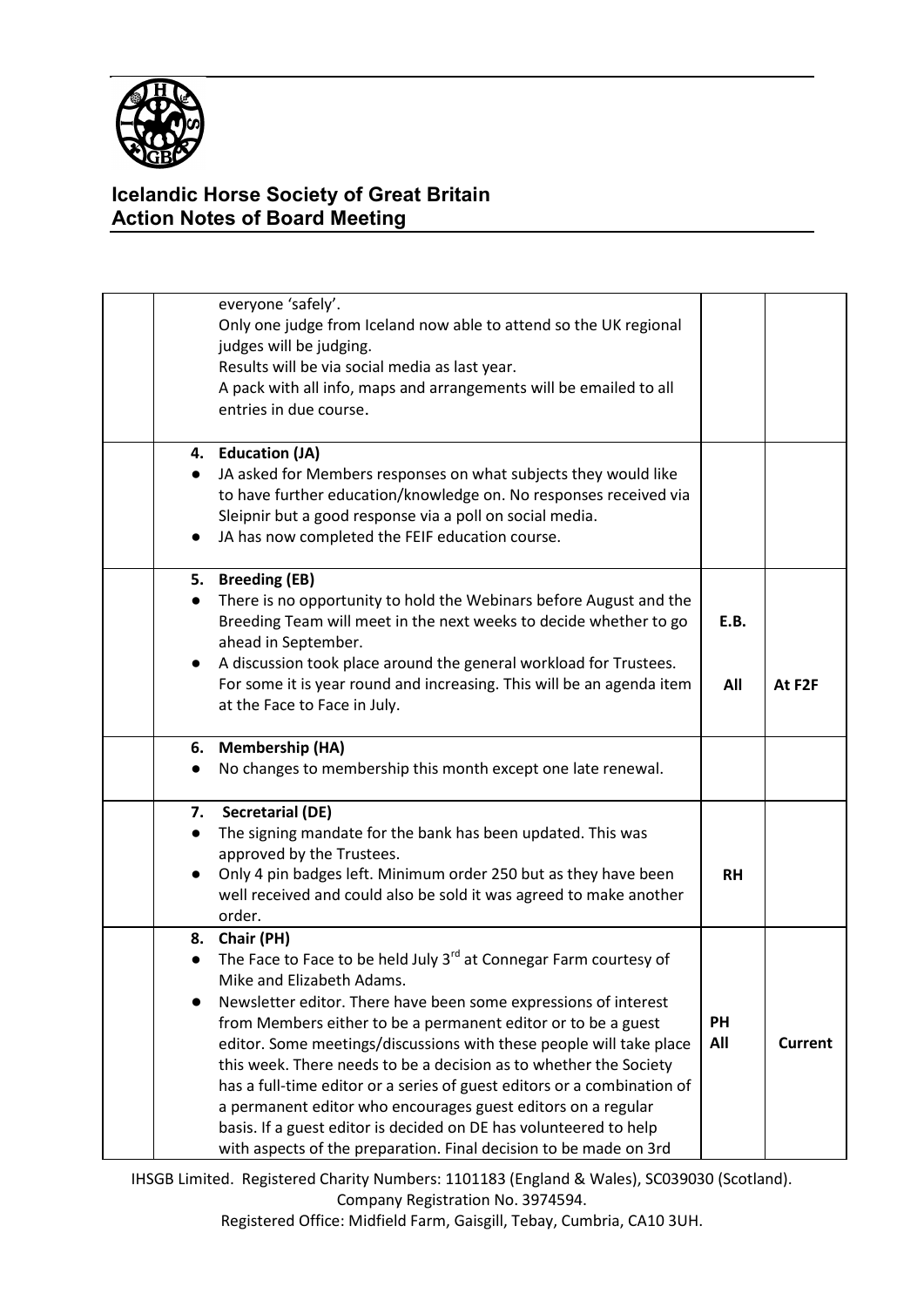# Icelandic Horse Society of Great Britain
## Action Notes of Board Meeting

| | | | |
|---|---|---|---|
| | everyone 'safely'.<br>Only one judge from Iceland now able to attend so the UK regional judges will be judging.<br>Results will be via social media as last year.<br>A pack with all info, maps and arrangements will be emailed to all entries in due course. | | |
| | **4. Education (JA)**<br>● JA asked for Members responses on what subjects they would like to have further education/knowledge on. No responses received via Sleipnir but a good response via a poll on social media.<br>● JA has now completed the FEIF education course. | | |
| | **5. Breeding (EB)**<br>● There is no opportunity to hold the Webinars before August and the Breeding Team will meet in the next weeks to decide whether to go ahead in September.<br>● A discussion took place around the general workload for Trustees. For some it is year round and increasing. This will be an agenda item at the Face to Face in July. | **E.B.**<br><br>**All** | <br><br>**At F2F** |
| | **6. Membership (HA)**<br>● No changes to membership this month except one late renewal. | | |
| | **7. Secretarial (DE)**<br>● The signing mandate for the bank has been updated. This was approved by the Trustees.<br>● Only 4 pin badges left. Minimum order 250 but as they have been well received and could also be sold it was agreed to make another order. | <br><br>**RH** | |
| | **8. Chair (PH)**<br>● The Face to Face to be held July 3rd at Connegar Farm courtesy of Mike and Elizabeth Adams.<br>● Newsletter editor. There have been some expressions of interest from Members either to be a permanent editor or to be a guest editor. Some meetings/discussions with these people will take place this week. There needs to be a decision as to whether the Society has a full-time editor or a series of guest editors or a combination of a permanent editor who encourages guest editors on a regular basis. If a guest editor is decided on DE has volunteered to help with aspects of the preparation. Final decision to be made on 3rd | **PH**<br>**All** | **Current** |

IHSGB Limited. Registered Charity Numbers: 1101183 (England & Wales), SC039030 (Scotland).
Company Registration No. 3974594.
Registered Office: Midfield Farm, Gaisgill, Tebay, Cumbria, CA10 3UH.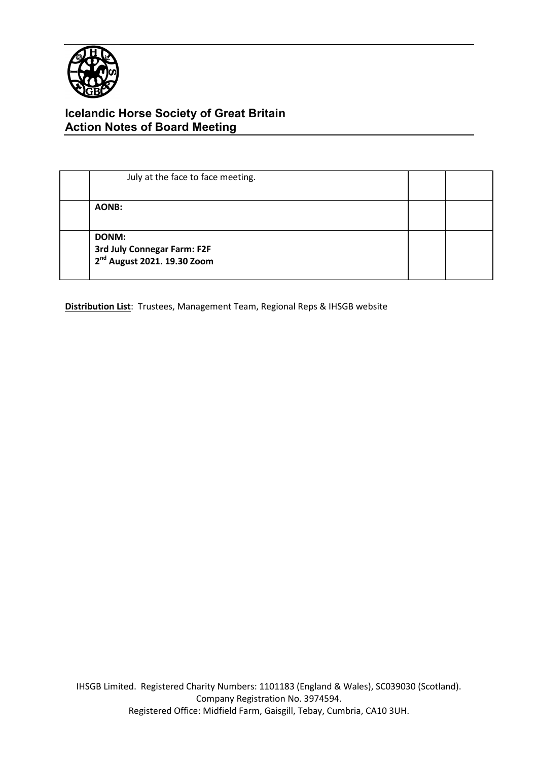| | | | |
|---|---|---|---|
| | July at the face to face meeting. | | |
| | **AONB:** | | |
| | **DONM:**<br>**3rd July Connegar Farm: F2F**<br>**2nd August 2021. 19.30 Zoom** | | |

**Distribution List**: Trustees, Management Team, Regional Reps & IHSGB website

IHSGB Limited. Registered Charity Numbers: 1101183 (England & Wales), SC039030 (Scotland). Company Registration No. 3974594. Registered Office: Midfield Farm, Gaisgill, Tebay, Cumbria, CA10 3UH.